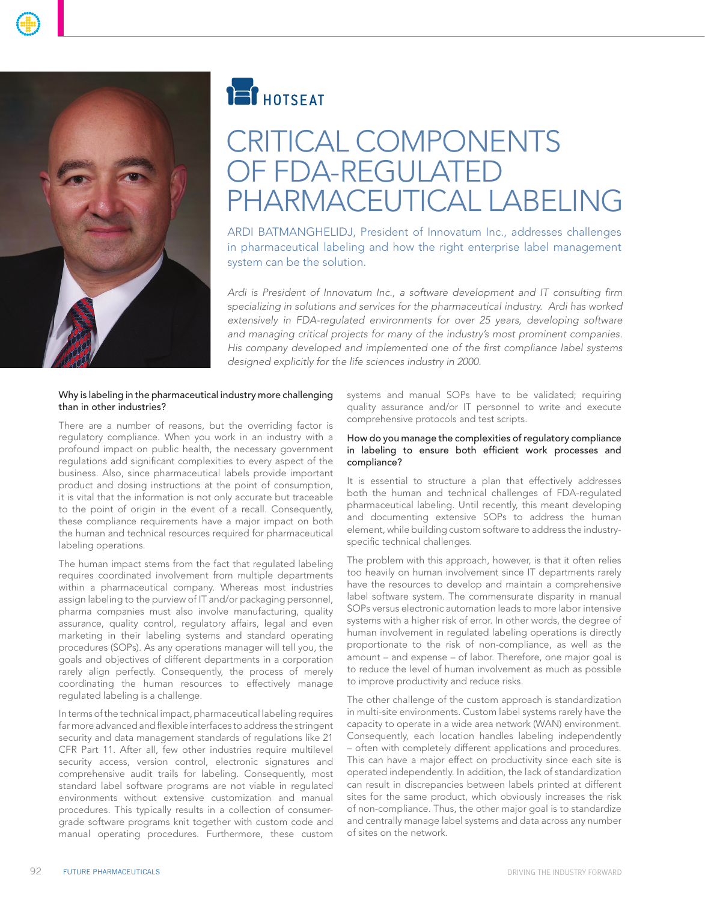HOTSEAT

# CRITICAL COMPONENTS OF FDA-REGULATED PHARMACEUTICAL LABELING

ARDI BATMANGHELIDJ, President of Innovatum Inc., addresses challenges in pharmaceutical labeling and how the right enterprise label management system can be the solution.

*Ardi is President of Innovatum Inc., a software development and IT consulting firm specializing in solutions and services for the pharmaceutical industry. Ardi has worked extensively in FDA-regulated environments for over 25 years, developing software and managing critical projects for many of the industry's most prominent companies. His company developed and implemented one of the first compliance label systems designed explicitly for the life sciences industry in 2000.*

### Why is labeling in the pharmaceutical industry more challenging than in other industries?

There are a number of reasons, but the overriding factor is regulatory compliance. When you work in an industry with a profound impact on public health, the necessary government regulations add significant complexities to every aspect of the business. Also, since pharmaceutical labels provide important product and dosing instructions at the point of consumption, it is vital that the information is not only accurate but traceable to the point of origin in the event of a recall. Consequently, these compliance requirements have a major impact on both the human and technical resources required for pharmaceutical labeling operations.

The human impact stems from the fact that regulated labeling requires coordinated involvement from multiple departments within a pharmaceutical company. Whereas most industries assign labeling to the purview of IT and/or packaging personnel, pharma companies must also involve manufacturing, quality assurance, quality control, regulatory affairs, legal and even marketing in their labeling systems and standard operating procedures (SOPs). As any operations manager will tell you, the goals and objectives of different departments in a corporation rarely align perfectly. Consequently, the process of merely coordinating the human resources to effectively manage regulated labeling is a challenge.

In terms of the technical impact, pharmaceutical labeling requires far more advanced and flexible interfaces to address the stringent security and data management standards of regulations like 21 CFR Part 11. After all, few other industries require multilevel security access, version control, electronic signatures and comprehensive audit trails for labeling. Consequently, most standard label software programs are not viable in regulated environments without extensive customization and manual procedures. This typically results in a collection of consumer-grade software programs knit together with custom code and manual operating procedures. Furthermore, these custom systems and manual SOPs have to be validated; requiring quality assurance and/or IT personnel to write and execute comprehensive protocols and test scripts.

### How do you manage the complexities of regulatory compliance in labeling to ensure both efficient work processes and compliance?

It is essential to structure a plan that effectively addresses both the human and technical challenges of FDA-regulated pharmaceutical labeling. Until recently, this meant developing and documenting extensive SOPs to address the human element, while building custom software to address the industry-specific technical challenges.

The problem with this approach, however, is that it often relies too heavily on human involvement since IT departments rarely have the resources to develop and maintain a comprehensive label software system. The commensurate disparity in manual SOPs versus electronic automation leads to more labor intensive systems with a higher risk of error. In other words, the degree of human involvement in regulated labeling operations is directly proportionate to the risk of non-compliance, as well as the amount – and expense – of labor. Therefore, one major goal is to reduce the level of human involvement as much as possible to improve productivity and reduce risks.

The other challenge of the custom approach is standardization in multi-site environments. Custom label systems rarely have the capacity to operate in a wide area network (WAN) environment. Consequently, each location handles labeling independently – often with completely different applications and procedures. This can have a major effect on productivity since each site is operated independently. In addition, the lack of standardization can result in discrepancies between labels printed at different sites for the same product, which obviously increases the risk of non-compliance. Thus, the other major goal is to standardize and centrally manage label systems and data across any number of sites on the network.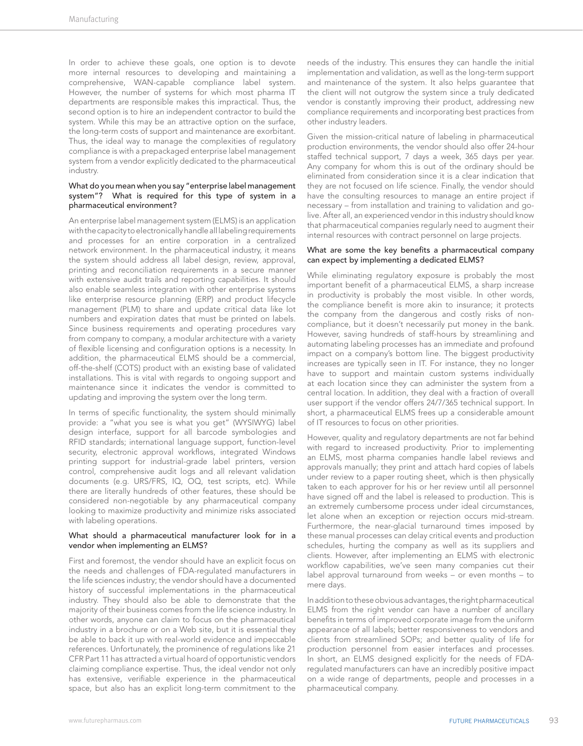In order to achieve these goals, one option is to devote more internal resources to developing and maintaining a comprehensive, WAN-capable compliance label system. However, the number of systems for which most pharma IT departments are responsible makes this impractical. Thus, the second option is to hire an independent contractor to build the system. While this may be an attractive option on the surface, the long-term costs of support and maintenance are exorbitant. Thus, the ideal way to manage the complexities of regulatory compliance is with a prepackaged enterprise label management system from a vendor explicitly dedicated to the pharmaceutical industry.

### What do you mean when you say "enterprise label management system"? What is required for this type of system in a pharmaceutical environment?

An enterprise label management system (ELMS) is an application with the capacity to electronically handle all labeling requirements and processes for an entire corporation in a centralized network environment. In the pharmaceutical industry, it means the system should address all label design, review, approval, printing and reconciliation requirements in a secure manner with extensive audit trails and reporting capabilities. It should also enable seamless integration with other enterprise systems like enterprise resource planning (ERP) and product lifecycle management (PLM) to share and update critical data like lot numbers and expiration dates that must be printed on labels. Since business requirements and operating procedures vary from company to company, a modular architecture with a variety of flexible licensing and configuration options is a necessity. In addition, the pharmaceutical ELMS should be a commercial, off-the-shelf (COTS) product with an existing base of validated installations. This is vital with regards to ongoing support and maintenance since it indicates the vendor is committed to updating and improving the system over the long term.

In terms of specific functionality, the system should minimally provide: a "what you see is what you get" (WYSIWYG) label design interface, support for all barcode symbologies and RFID standards; international language support, function-level security, electronic approval workflows, integrated Windows printing support for industrial-grade label printers, version control, comprehensive audit logs and all relevant validation documents (e.g. URS/FRS, IQ, OQ, test scripts, etc). While there are literally hundreds of other features, these should be considered non-negotiable by any pharmaceutical company looking to maximize productivity and minimize risks associated with labeling operations.

### What should a pharmaceutical manufacturer look for in a vendor when implementing an ELMS?

First and foremost, the vendor should have an explicit focus on the needs and challenges of FDA-regulated manufacturers in the life sciences industry; the vendor should have a documented history of successful implementations in the pharmaceutical industry. They should also be able to demonstrate that the majority of their business comes from the life science industry. In other words, anyone can claim to focus on the pharmaceutical industry in a brochure or on a Web site, but it is essential they be able to back it up with real-world evidence and impeccable references. Unfortunately, the prominence of regulations like 21 CFR Part 11 has attracted a virtual hoard of opportunistic vendors claiming compliance expertise. Thus, the ideal vendor not only has extensive, verifiable experience in the pharmaceutical space, but also has an explicit long-term commitment to the needs of the industry. This ensures they can handle the initial implementation and validation, as well as the long-term support and maintenance of the system. It also helps guarantee that the client will not outgrow the system since a truly dedicated vendor is constantly improving their product, addressing new compliance requirements and incorporating best practices from other industry leaders.

Given the mission-critical nature of labeling in pharmaceutical production environments, the vendor should also offer 24-hour staffed technical support, 7 days a week, 365 days per year. Any company for whom this is out of the ordinary should be eliminated from consideration since it is a clear indication that they are not focused on life science. Finally, the vendor should have the consulting resources to manage an entire project if necessary – from installation and training to validation and go-live. After all, an experienced vendor in this industry should know that pharmaceutical companies regularly need to augment their internal resources with contract personnel on large projects.

### What are some the key benefits a pharmaceutical company can expect by implementing a dedicated ELMS?

While eliminating regulatory exposure is probably the most important benefit of a pharmaceutical ELMS, a sharp increase in productivity is probably the most visible. In other words, the compliance benefit is more akin to insurance; it protects the company from the dangerous and costly risks of non-compliance, but it doesn't necessarily put money in the bank. However, saving hundreds of staff-hours by streamlining and automating labeling processes has an immediate and profound impact on a company's bottom line. The biggest productivity increases are typically seen in IT. For instance, they no longer have to support and maintain custom systems individually at each location since they can administer the system from a central location. In addition, they deal with a fraction of overall user support if the vendor offers 24/7/365 technical support. In short, a pharmaceutical ELMS frees up a considerable amount of IT resources to focus on other priorities.

However, quality and regulatory departments are not far behind with regard to increased productivity. Prior to implementing an ELMS, most pharma companies handle label reviews and approvals manually; they print and attach hard copies of labels under review to a paper routing sheet, which is then physically taken to each approver for his or her review until all personnel have signed off and the label is released to production. This is an extremely cumbersome process under ideal circumstances, let alone when an exception or rejection occurs mid-stream. Furthermore, the near-glacial turnaround times imposed by these manual processes can delay critical events and production schedules, hurting the company as well as its suppliers and clients. However, after implementing an ELMS with electronic workflow capabilities, we've seen many companies cut their label approval turnaround from weeks – or even months – to mere days.

In addition to these obvious advantages, the right pharmaceutical ELMS from the right vendor can have a number of ancillary benefits in terms of improved corporate image from the uniform appearance of all labels; better responsiveness to vendors and clients from streamlined SOPs; and better quality of life for production personnel from easier interfaces and processes. In short, an ELMS designed explicitly for the needs of FDA-regulated manufacturers can have an incredibly positive impact on a wide range of departments, people and processes in a pharmaceutical company.